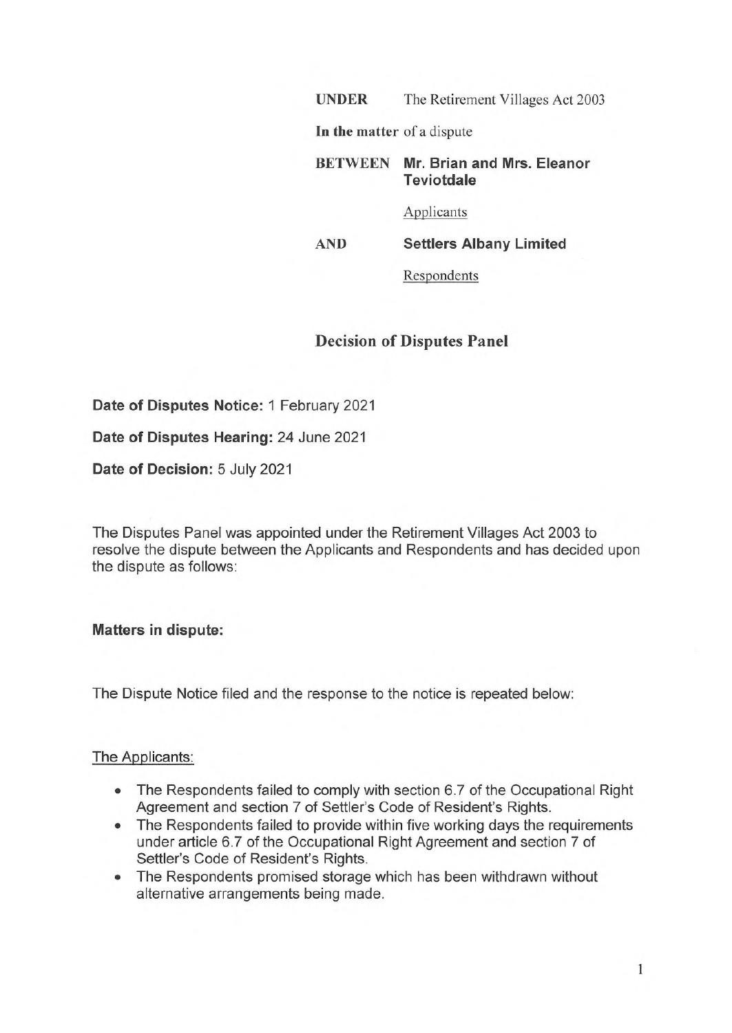| | |
|---|---|
| **UNDER** | The Retirement Villages Act 2003 |
| **In the matter** of a dispute | |
| **BETWEEN** | **Mr. Brian and Mrs. Eleanor Teviotdale** |
| | Applicants |
| **AND** | **Settlers Albany Limited** |
| | Respondents |

## Decision of Disputes Panel

**Date of Disputes Notice:** 1 February 2021

**Date of Disputes Hearing:** 24 June 2021

**Date of Decision:** 5 July 2021

The Disputes Panel was appointed under the Retirement Villages Act 2003 to resolve the dispute between the Applicants and Respondents and has decided upon the dispute as follows:

### Matters in dispute:

The Dispute Notice filed and the response to the notice is repeated below:

The Applicants:

- The Respondents failed to comply with section 6.7 of the Occupational Right Agreement and section 7 of Settler's Code of Resident's Rights.
- The Respondents failed to provide within five working days the requirements under article 6.7 of the Occupational Right Agreement and section 7 of Settler's Code of Resident's Rights.
- The Respondents promised storage which has been withdrawn without alternative arrangements being made.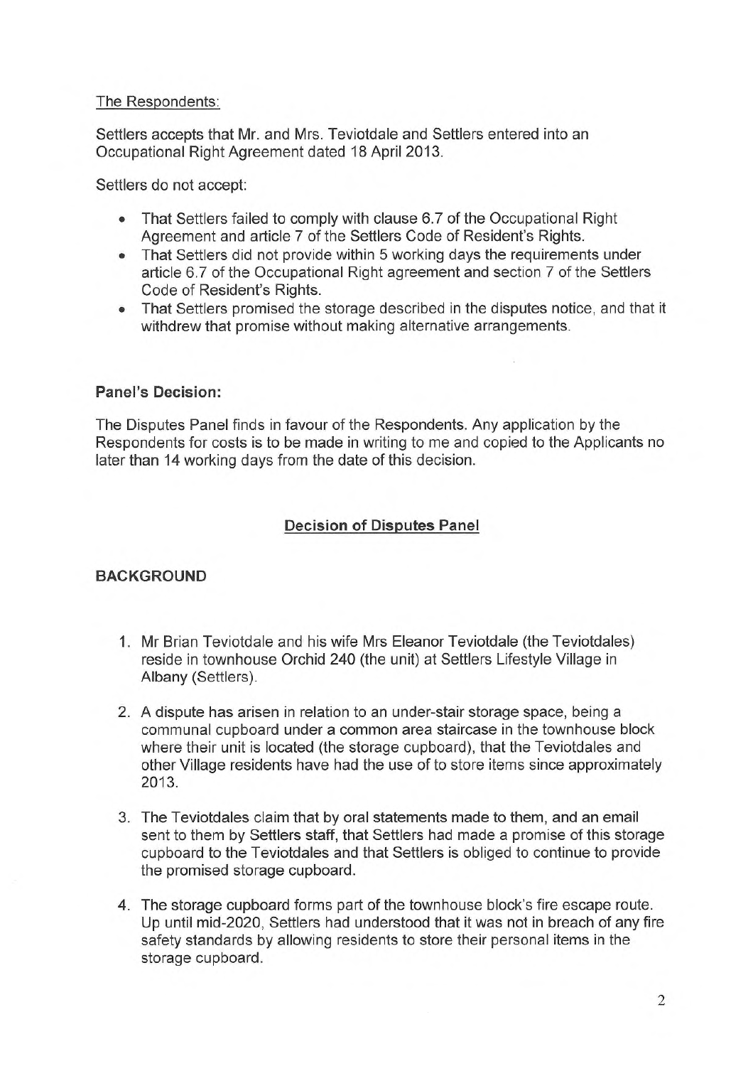The Respondents:

Settlers accepts that Mr. and Mrs. Teviotdale and Settlers entered into an Occupational Right Agreement dated 18 April 2013.

Settlers do not accept:

- That Settlers failed to comply with clause 6.7 of the Occupational Right Agreement and article 7 of the Settlers Code of Resident's Rights.
- That Settlers did not provide within 5 working days the requirements under article 6.7 of the Occupational Right agreement and section 7 of the Settlers Code of Resident's Rights.
- That Settlers promised the storage described in the disputes notice, and that it withdrew that promise without making alternative arrangements.

**Panel's Decision:**

The Disputes Panel finds in favour of the Respondents. Any application by the Respondents for costs is to be made in writing to me and copied to the Applicants no later than 14 working days from the date of this decision.

**Decision of Disputes Panel**

**BACKGROUND**

1. Mr Brian Teviotdale and his wife Mrs Eleanor Teviotdale (the Teviotdales) reside in townhouse Orchid 240 (the unit) at Settlers Lifestyle Village in Albany (Settlers).

2. A dispute has arisen in relation to an under-stair storage space, being a communal cupboard under a common area staircase in the townhouse block where their unit is located (the storage cupboard), that the Teviotdales and other Village residents have had the use of to store items since approximately 2013.

3. The Teviotdales claim that by oral statements made to them, and an email sent to them by Settlers staff, that Settlers had made a promise of this storage cupboard to the Teviotdales and that Settlers is obliged to continue to provide the promised storage cupboard.

4. The storage cupboard forms part of the townhouse block's fire escape route. Up until mid-2020, Settlers had understood that it was not in breach of any fire safety standards by allowing residents to store their personal items in the storage cupboard.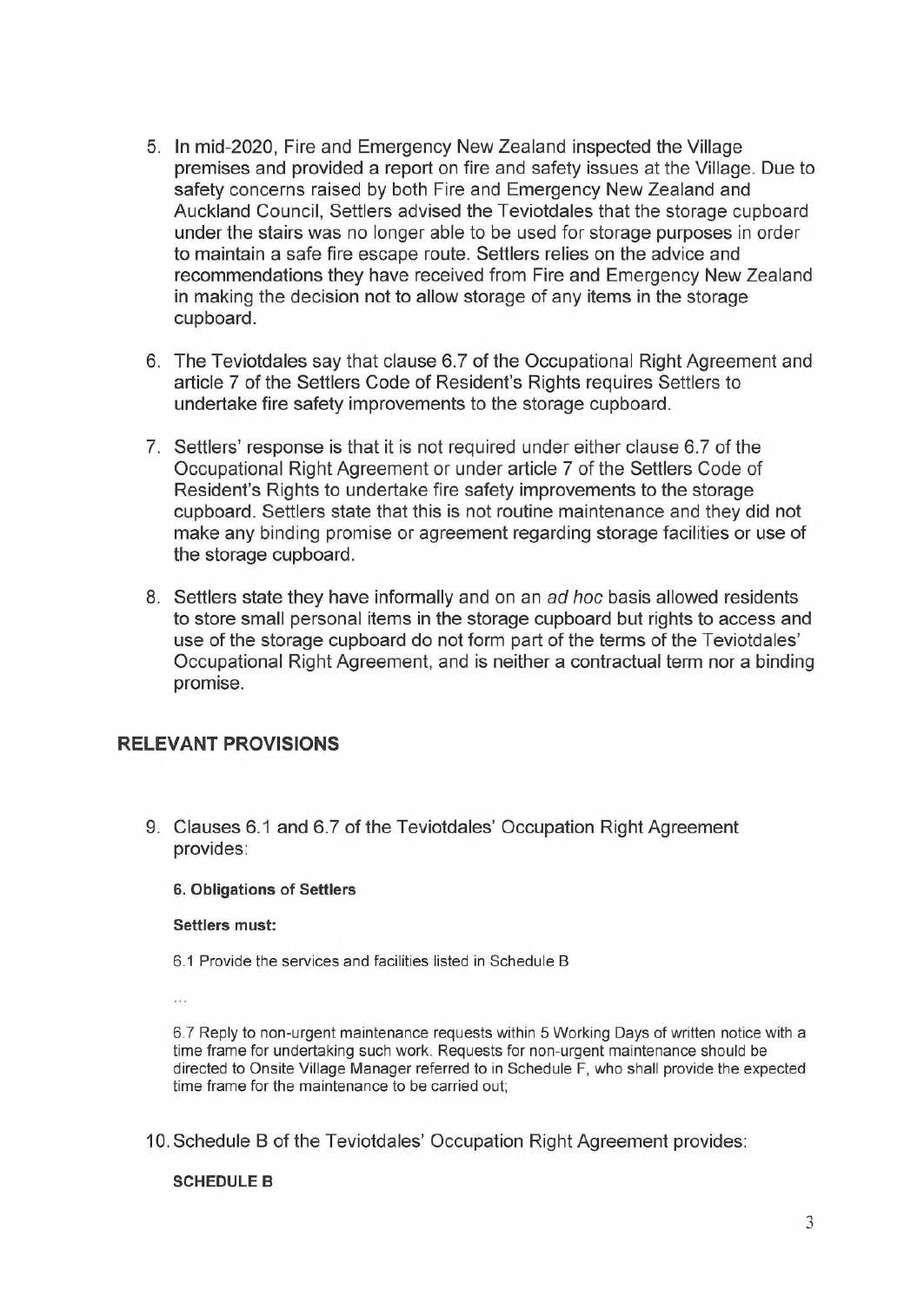5. In mid-2020, Fire and Emergency New Zealand inspected the Village premises and provided a report on fire and safety issues at the Village. Due to safety concerns raised by both Fire and Emergency New Zealand and Auckland Council, Settlers advised the Teviotdales that the storage cupboard under the stairs was no longer able to be used for storage purposes in order to maintain a safe fire escape route. Settlers relies on the advice and recommendations they have received from Fire and Emergency New Zealand in making the decision not to allow storage of any items in the storage cupboard.

6. The Teviotdales say that clause 6.7 of the Occupational Right Agreement and article 7 of the Settlers Code of Resident's Rights requires Settlers to undertake fire safety improvements to the storage cupboard.

7. Settlers' response is that it is not required under either clause 6.7 of the Occupational Right Agreement or under article 7 of the Settlers Code of Resident's Rights to undertake fire safety improvements to the storage cupboard. Settlers state that this is not routine maintenance and they did not make any binding promise or agreement regarding storage facilities or use of the storage cupboard.

8. Settlers state they have informally and on an *ad hoc* basis allowed residents to store small personal items in the storage cupboard but rights to access and use of the storage cupboard do not form part of the terms of the Teviotdales' Occupational Right Agreement, and is neither a contractual term nor a binding promise.

## RELEVANT PROVISIONS

9. Clauses 6.1 and 6.7 of the Teviotdales' Occupation Right Agreement provides:

   **6. Obligations of Settlers**

   **Settlers must:**

   6.1 Provide the services and facilities listed in Schedule B

   ...

   6.7 Reply to non-urgent maintenance requests within 5 Working Days of written notice with a time frame for undertaking such work. Requests for non-urgent maintenance should be directed to Onsite Village Manager referred to in Schedule F, who shall provide the expected time frame for the maintenance to be carried out;

10. Schedule B of the Teviotdales' Occupation Right Agreement provides:

    **SCHEDULE B**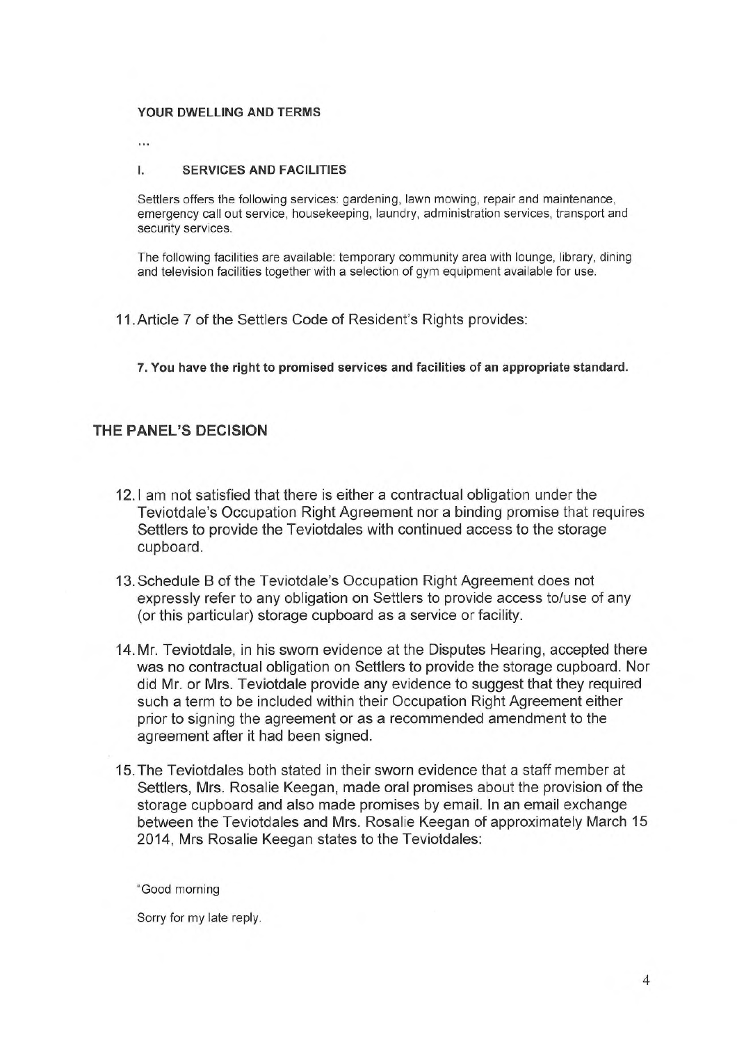**YOUR DWELLING AND TERMS**

...

**I. SERVICES AND FACILITIES**

Settlers offers the following services: gardening, lawn mowing, repair and maintenance, emergency call out service, housekeeping, laundry, administration services, transport and security services.

The following facilities are available: temporary community area with lounge, library, dining and television facilities together with a selection of gym equipment available for use.

11. Article 7 of the Settlers Code of Resident's Rights provides:

**7. You have the right to promised services and facilities of an appropriate standard.**

## THE PANEL'S DECISION

12. I am not satisfied that there is either a contractual obligation under the Teviotdale's Occupation Right Agreement nor a binding promise that requires Settlers to provide the Teviotdales with continued access to the storage cupboard.

13. Schedule B of the Teviotdale's Occupation Right Agreement does not expressly refer to any obligation on Settlers to provide access to/use of any (or this particular) storage cupboard as a service or facility.

14. Mr. Teviotdale, in his sworn evidence at the Disputes Hearing, accepted there was no contractual obligation on Settlers to provide the storage cupboard. Nor did Mr. or Mrs. Teviotdale provide any evidence to suggest that they required such a term to be included within their Occupation Right Agreement either prior to signing the agreement or as a recommended amendment to the agreement after it had been signed.

15. The Teviotdales both stated in their sworn evidence that a staff member at Settlers, Mrs. Rosalie Keegan, made oral promises about the provision of the storage cupboard and also made promises by email. In an email exchange between the Teviotdales and Mrs. Rosalie Keegan of approximately March 15 2014, Mrs Rosalie Keegan states to the Teviotdales:

"Good morning

Sorry for my late reply.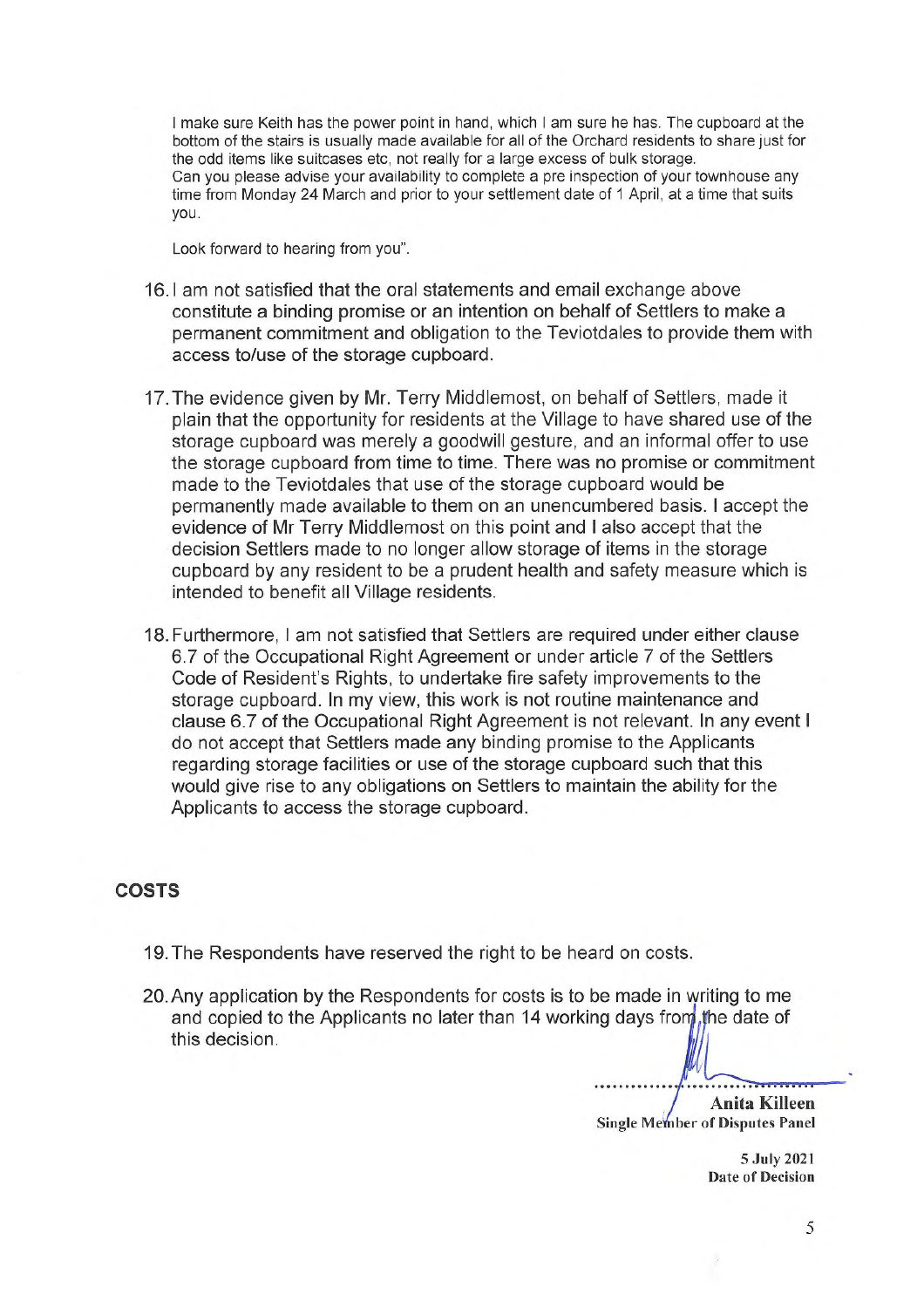I make sure Keith has the power point in hand, which I am sure he has. The cupboard at the bottom of the stairs is usually made available for all of the Orchard residents to share just for the odd items like suitcases etc, not really for a large excess of bulk storage.
Can you please advise your availability to complete a pre inspection of your townhouse any time from Monday 24 March and prior to your settlement date of 1 April, at a time that suits you.

Look forward to hearing from you".

16. I am not satisfied that the oral statements and email exchange above constitute a binding promise or an intention on behalf of Settlers to make a permanent commitment and obligation to the Teviotdales to provide them with access to/use of the storage cupboard.

17. The evidence given by Mr. Terry Middlemost, on behalf of Settlers, made it plain that the opportunity for residents at the Village to have shared use of the storage cupboard was merely a goodwill gesture, and an informal offer to use the storage cupboard from time to time. There was no promise or commitment made to the Teviotdales that use of the storage cupboard would be permanently made available to them on an unencumbered basis. I accept the evidence of Mr Terry Middlemost on this point and I also accept that the decision Settlers made to no longer allow storage of items in the storage cupboard by any resident to be a prudent health and safety measure which is intended to benefit all Village residents.

18. Furthermore, I am not satisfied that Settlers are required under either clause 6.7 of the Occupational Right Agreement or under article 7 of the Settlers Code of Resident's Rights, to undertake fire safety improvements to the storage cupboard. In my view, this work is not routine maintenance and clause 6.7 of the Occupational Right Agreement is not relevant. In any event I do not accept that Settlers made any binding promise to the Applicants regarding storage facilities or use of the storage cupboard such that this would give rise to any obligations on Settlers to maintain the ability for the Applicants to access the storage cupboard.

## COSTS

19. The Respondents have reserved the right to be heard on costs.

20. Any application by the Respondents for costs is to be made in writing to me and copied to the Applicants no later than 14 working days from the date of this decision.

**Anita Killeen**
**Single Member of Disputes Panel**

**5 July 2021**
**Date of Decision**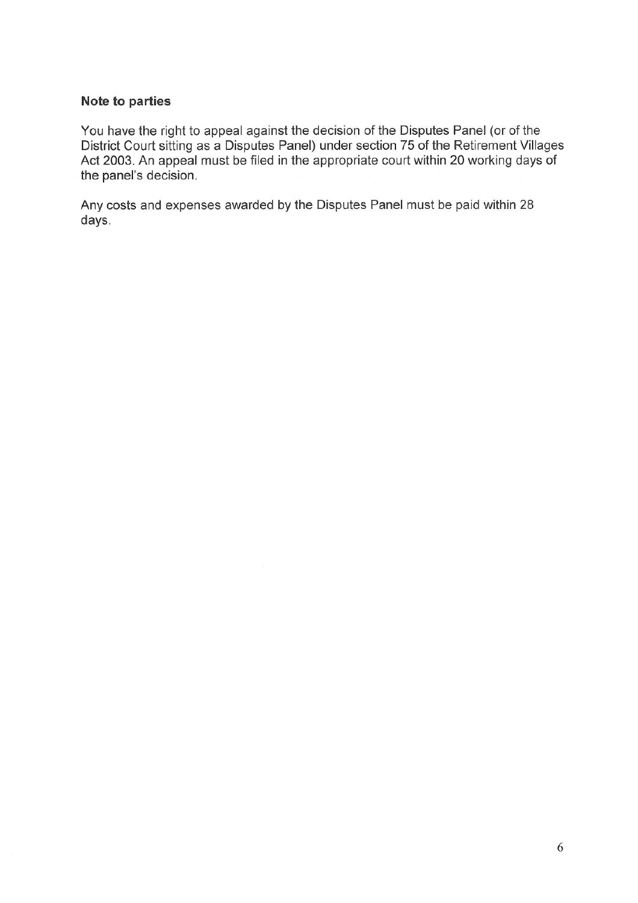**Note to parties**

You have the right to appeal against the decision of the Disputes Panel (or of the District Court sitting as a Disputes Panel) under section 75 of the Retirement Villages Act 2003. An appeal must be filed in the appropriate court within 20 working days of the panel's decision.

Any costs and expenses awarded by the Disputes Panel must be paid within 28 days.